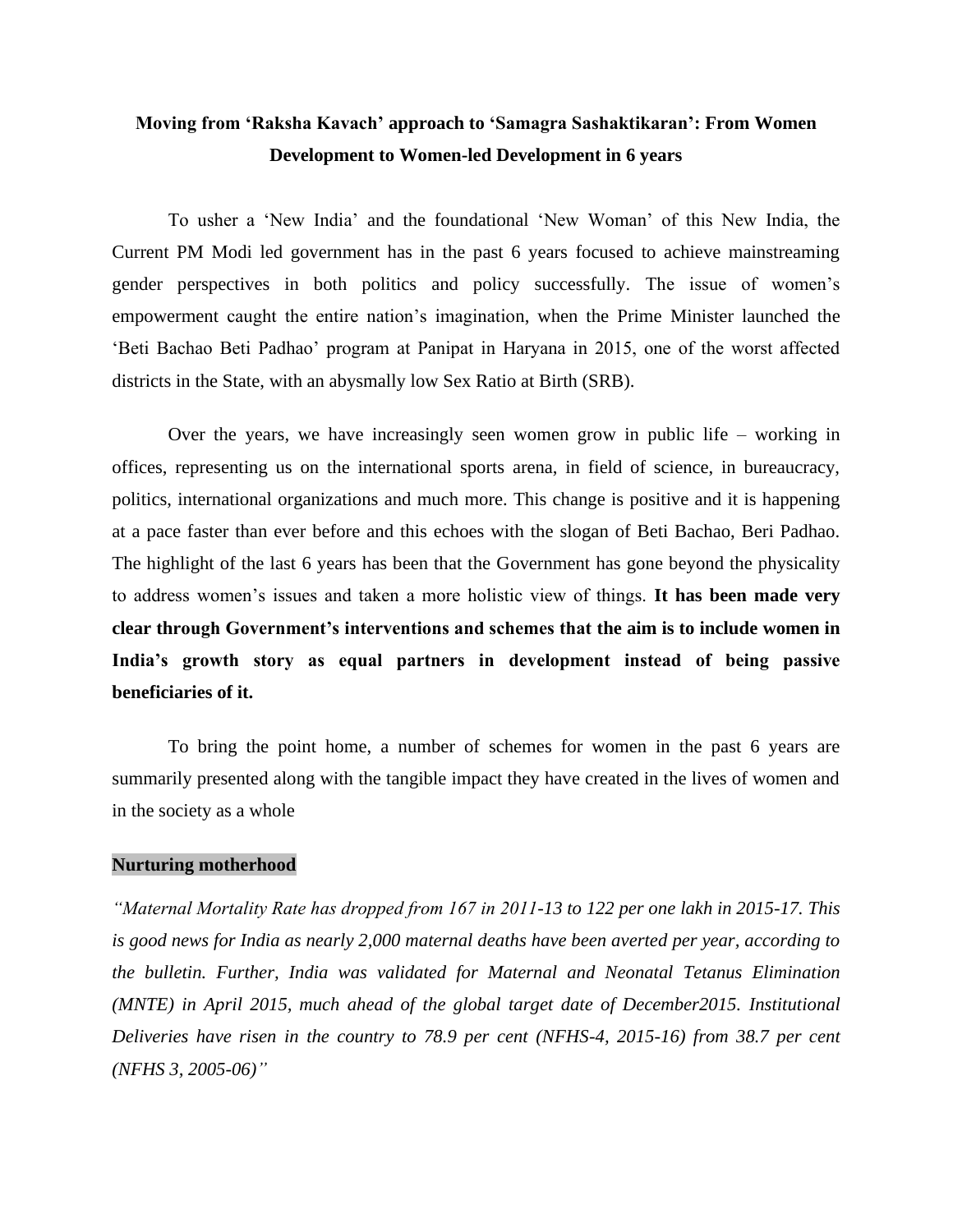# Moving from 'Raksha Kavach' approach to 'Samagra Sashaktikaran': From Women Development to Women-led Development in 6 years

To usher a 'New India' and the foundational 'New Woman' of this New India, the Current PM Modi led government has in the past 6 years focused to achieve mainstreaming gender perspectives in both politics and policy successfully. The issue of women's empowerment caught the entire nation's imagination, when the Prime Minister launched the 'Beti Bachao Beti Padhao' program at Panipat in Haryana in 2015, one of the worst affected districts in the State, with an abysmally low Sex Ratio at Birth (SRB).

Over the years, we have increasingly seen women grow in public life – working in offices, representing us on the international sports arena, in field of science, in bureaucracy, politics, international organizations and much more. This change is positive and it is happening at a pace faster than ever before and this echoes with the slogan of Beti Bachao, Beri Padhao. The highlight of the last 6 years has been that the Government has gone beyond the physicality to address women's issues and taken a more holistic view of things. **It has been made very clear through Government's interventions and schemes that the aim is to include women in India's growth story as equal partners in development instead of being passive beneficiaries of it.**

To bring the point home, a number of schemes for women in the past 6 years are summarily presented along with the tangible impact they have created in the lives of women and in the society as a whole

## Nurturing motherhood

*"Maternal Mortality Rate has dropped from 167 in 2011-13 to 122 per one lakh in 2015-17. This is good news for India as nearly 2,000 maternal deaths have been averted per year, according to the bulletin. Further, India was validated for Maternal and Neonatal Tetanus Elimination (MNTE) in April 2015, much ahead of the global target date of December2015. Institutional Deliveries have risen in the country to 78.9 per cent (NFHS-4, 2015-16) from 38.7 per cent (NFHS 3, 2005-06)"*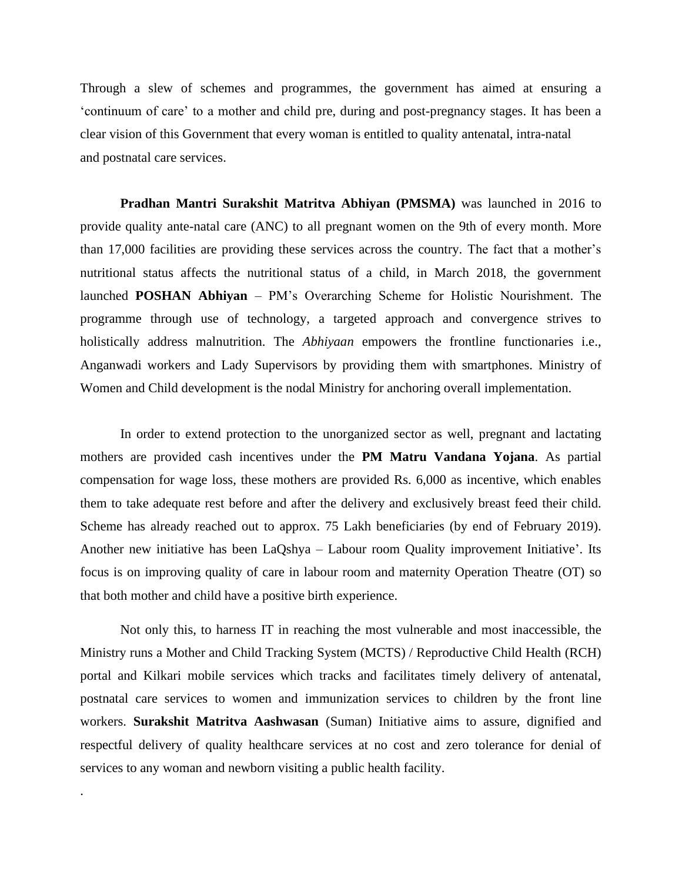Through a slew of schemes and programmes, the government has aimed at ensuring a 'continuum of care' to a mother and child pre, during and post-pregnancy stages. It has been a clear vision of this Government that every woman is entitled to quality antenatal, intra-natal and postnatal care services.

**Pradhan Mantri Surakshit Matritva Abhiyan (PMSMA)** was launched in 2016 to provide quality ante-natal care (ANC) to all pregnant women on the 9th of every month. More than 17,000 facilities are providing these services across the country. The fact that a mother's nutritional status affects the nutritional status of a child, in March 2018, the government launched **POSHAN Abhiyan** – PM's Overarching Scheme for Holistic Nourishment. The programme through use of technology, a targeted approach and convergence strives to holistically address malnutrition. The *Abhiyaan* empowers the frontline functionaries i.e., Anganwadi workers and Lady Supervisors by providing them with smartphones. Ministry of Women and Child development is the nodal Ministry for anchoring overall implementation.

In order to extend protection to the unorganized sector as well, pregnant and lactating mothers are provided cash incentives under the **PM Matru Vandana Yojana**. As partial compensation for wage loss, these mothers are provided Rs. 6,000 as incentive, which enables them to take adequate rest before and after the delivery and exclusively breast feed their child. Scheme has already reached out to approx. 75 Lakh beneficiaries (by end of February 2019). Another new initiative has been LaQshya – Labour room Quality improvement Initiative'. Its focus is on improving quality of care in labour room and maternity Operation Theatre (OT) so that both mother and child have a positive birth experience.

Not only this, to harness IT in reaching the most vulnerable and most inaccessible, the Ministry runs a Mother and Child Tracking System (MCTS) / Reproductive Child Health (RCH) portal and Kilkari mobile services which tracks and facilitates timely delivery of antenatal, postnatal care services to women and immunization services to children by the front line workers. **Surakshit Matritva Aashwasan** (Suman) Initiative aims to assure, dignified and respectful delivery of quality healthcare services at no cost and zero tolerance for denial of services to any woman and newborn visiting a public health facility.

.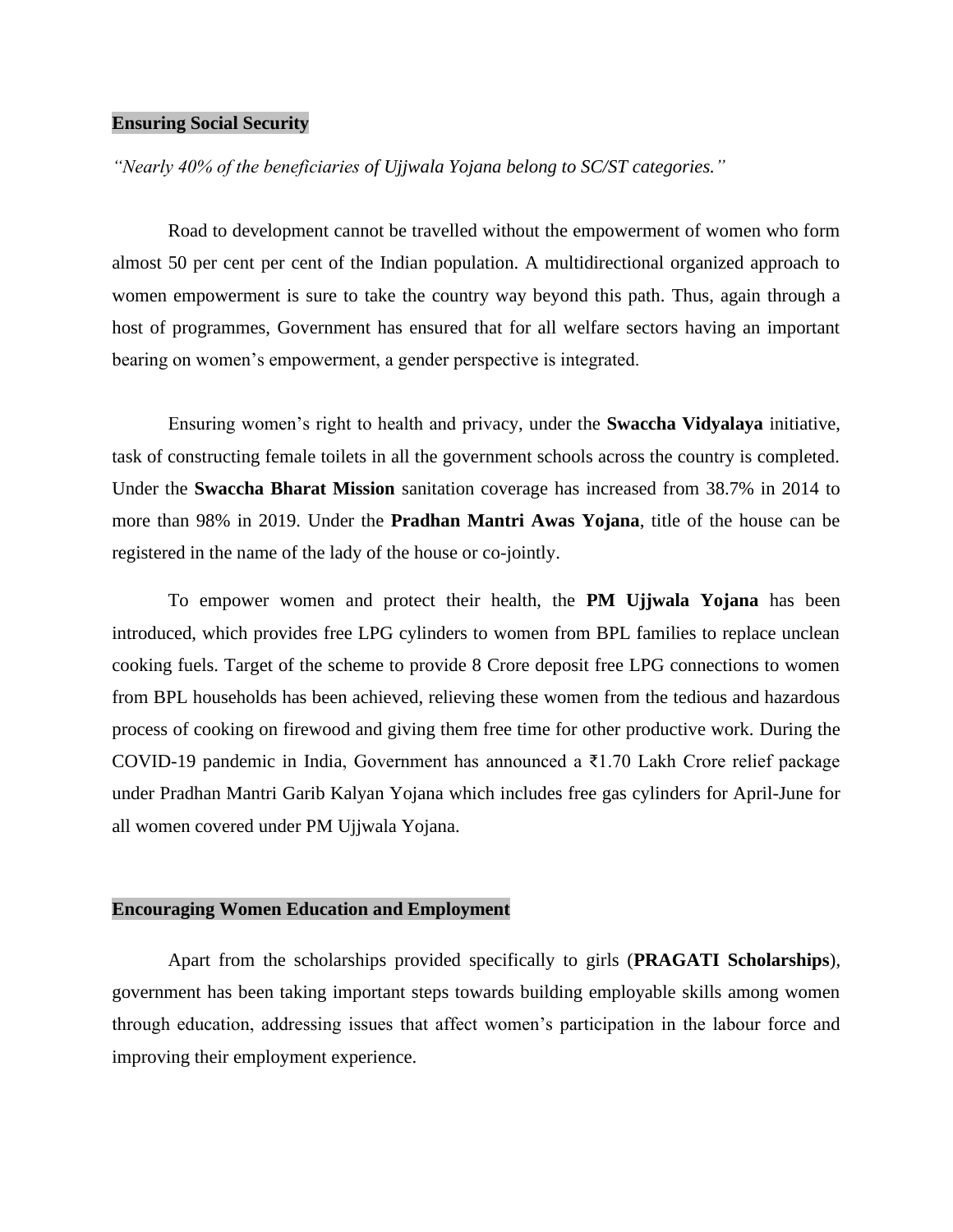## Ensuring Social Security

*"Nearly 40% of the beneficiaries of Ujjwala Yojana belong to SC/ST categories."*

Road to development cannot be travelled without the empowerment of women who form almost 50 per cent per cent of the Indian population. A multidirectional organized approach to women empowerment is sure to take the country way beyond this path. Thus, again through a host of programmes, Government has ensured that for all welfare sectors having an important bearing on women's empowerment, a gender perspective is integrated.

Ensuring women's right to health and privacy, under the **Swaccha Vidyalaya** initiative, task of constructing female toilets in all the government schools across the country is completed. Under the **Swaccha Bharat Mission** sanitation coverage has increased from 38.7% in 2014 to more than 98% in 2019. Under the **Pradhan Mantri Awas Yojana**, title of the house can be registered in the name of the lady of the house or co-jointly.

To empower women and protect their health, the **PM Ujjwala Yojana** has been introduced, which provides free LPG cylinders to women from BPL families to replace unclean cooking fuels. Target of the scheme to provide 8 Crore deposit free LPG connections to women from BPL households has been achieved, relieving these women from the tedious and hazardous process of cooking on firewood and giving them free time for other productive work. During the COVID-19 pandemic in India, Government has announced a ₹1.70 Lakh Crore relief package under Pradhan Mantri Garib Kalyan Yojana which includes free gas cylinders for April-June for all women covered under PM Ujjwala Yojana.

## Encouraging Women Education and Employment

Apart from the scholarships provided specifically to girls (**PRAGATI Scholarships**), government has been taking important steps towards building employable skills among women through education, addressing issues that affect women's participation in the labour force and improving their employment experience.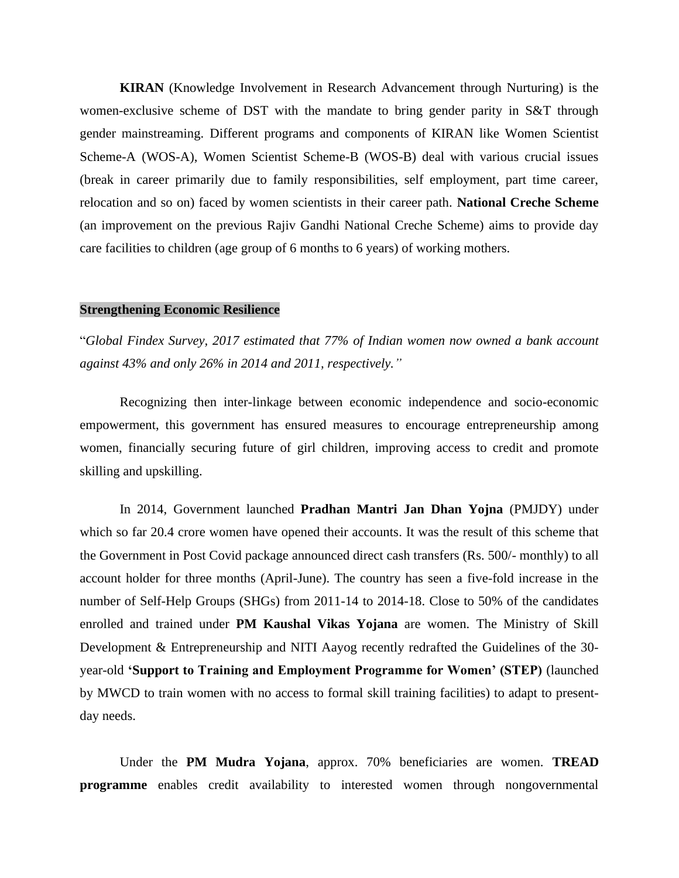**KIRAN** (Knowledge Involvement in Research Advancement through Nurturing) is the women-exclusive scheme of DST with the mandate to bring gender parity in S&T through gender mainstreaming. Different programs and components of KIRAN like Women Scientist Scheme-A (WOS-A), Women Scientist Scheme-B (WOS-B) deal with various crucial issues (break in career primarily due to family responsibilities, self employment, part time career, relocation and so on) faced by women scientists in their career path. **National Creche Scheme** (an improvement on the previous Rajiv Gandhi National Creche Scheme) aims to provide day care facilities to children (age group of 6 months to 6 years) of working mothers.

## Strengthening Economic Resilience

"*Global Findex Survey, 2017 estimated that 77% of Indian women now owned a bank account against 43% and only 26% in 2014 and 2011, respectively."*

Recognizing then inter-linkage between economic independence and socio-economic empowerment, this government has ensured measures to encourage entrepreneurship among women, financially securing future of girl children, improving access to credit and promote skilling and upskilling.

In 2014, Government launched **Pradhan Mantri Jan Dhan Yojna** (PMJDY) under which so far 20.4 crore women have opened their accounts. It was the result of this scheme that the Government in Post Covid package announced direct cash transfers (Rs. 500/- monthly) to all account holder for three months (April-June). The country has seen a five-fold increase in the number of Self-Help Groups (SHGs) from 2011-14 to 2014-18. Close to 50% of the candidates enrolled and trained under **PM Kaushal Vikas Yojana** are women. The Ministry of Skill Development & Entrepreneurship and NITI Aayog recently redrafted the Guidelines of the 30-year-old **'Support to Training and Employment Programme for Women' (STEP)** (launched by MWCD to train women with no access to formal skill training facilities) to adapt to present-day needs.

Under the **PM Mudra Yojana**, approx. 70% beneficiaries are women. **TREAD programme** enables credit availability to interested women through nongovernmental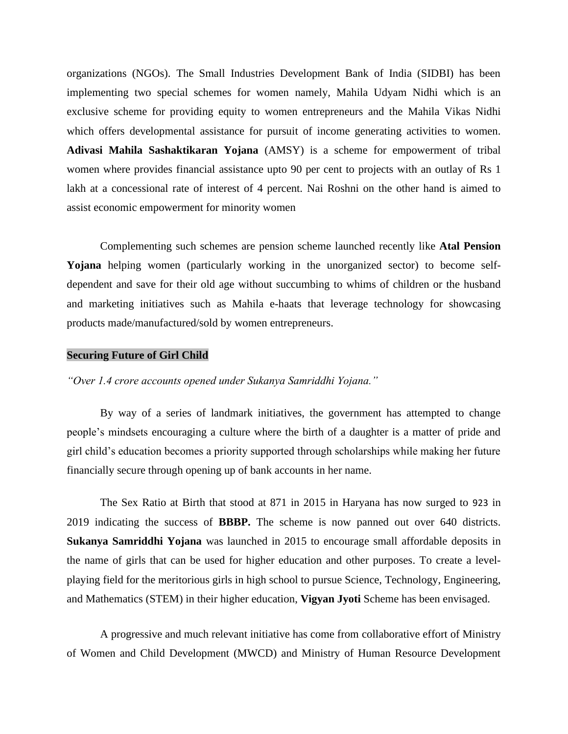organizations (NGOs). The Small Industries Development Bank of India (SIDBI) has been implementing two special schemes for women namely, Mahila Udyam Nidhi which is an exclusive scheme for providing equity to women entrepreneurs and the Mahila Vikas Nidhi which offers developmental assistance for pursuit of income generating activities to women. **Adivasi Mahila Sashaktikaran Yojana** (AMSY) is a scheme for empowerment of tribal women where provides financial assistance upto 90 per cent to projects with an outlay of Rs 1 lakh at a concessional rate of interest of 4 percent. Nai Roshni on the other hand is aimed to assist economic empowerment for minority women

Complementing such schemes are pension scheme launched recently like **Atal Pension Yojana** helping women (particularly working in the unorganized sector) to become self-dependent and save for their old age without succumbing to whims of children or the husband and marketing initiatives such as Mahila e-haats that leverage technology for showcasing products made/manufactured/sold by women entrepreneurs.

## Securing Future of Girl Child

*"Over 1.4 crore accounts opened under Sukanya Samriddhi Yojana."*

By way of a series of landmark initiatives, the government has attempted to change people's mindsets encouraging a culture where the birth of a daughter is a matter of pride and girl child's education becomes a priority supported through scholarships while making her future financially secure through opening up of bank accounts in her name.

The Sex Ratio at Birth that stood at 871 in 2015 in Haryana has now surged to 923 in 2019 indicating the success of **BBBP.** The scheme is now panned out over 640 districts. **Sukanya Samriddhi Yojana** was launched in 2015 to encourage small affordable deposits in the name of girls that can be used for higher education and other purposes. To create a level-playing field for the meritorious girls in high school to pursue Science, Technology, Engineering, and Mathematics (STEM) in their higher education, **Vigyan Jyoti** Scheme has been envisaged.

A progressive and much relevant initiative has come from collaborative effort of Ministry of Women and Child Development (MWCD) and Ministry of Human Resource Development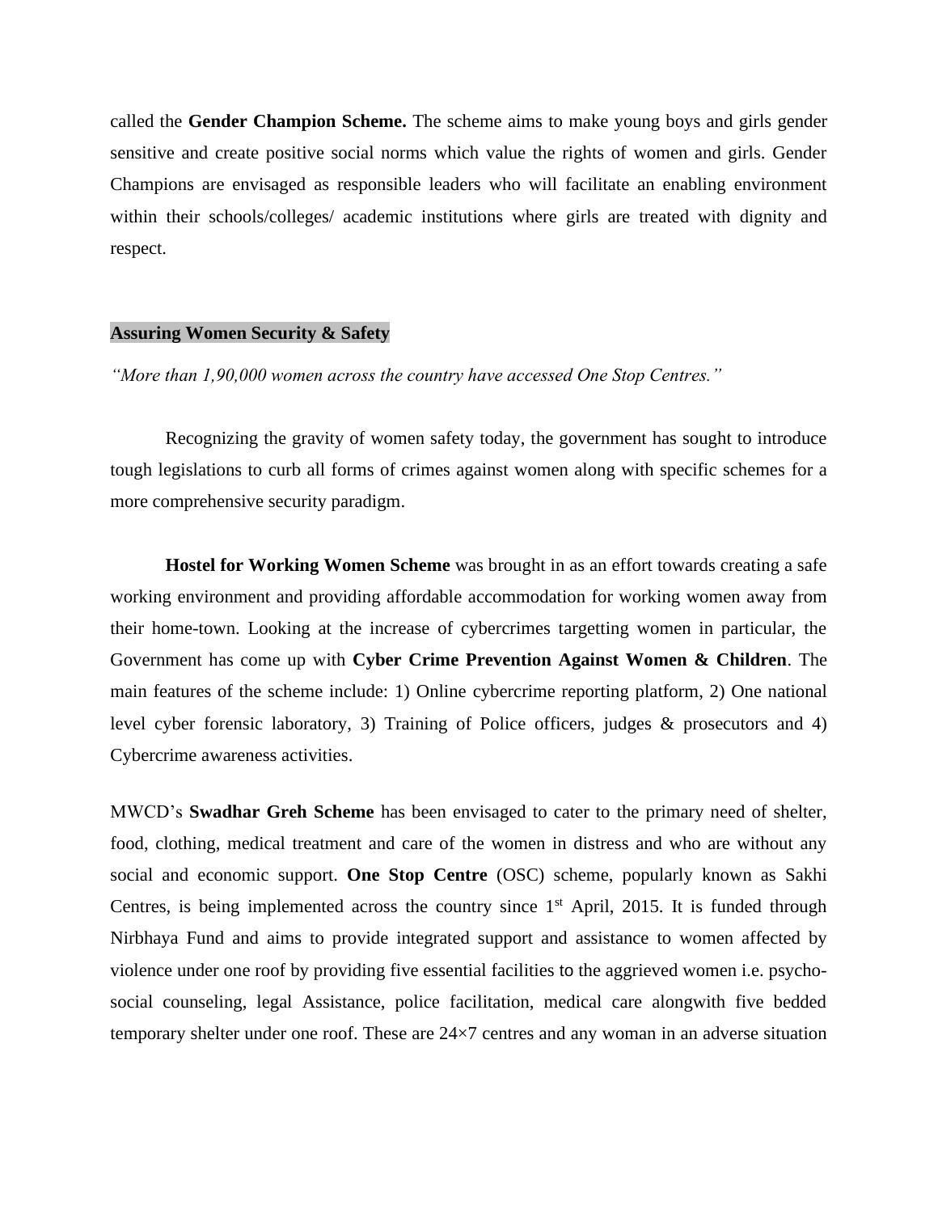called the **Gender Champion Scheme.** The scheme aims to make young boys and girls gender sensitive and create positive social norms which value the rights of women and girls. Gender Champions are envisaged as responsible leaders who will facilitate an enabling environment within their schools/colleges/ academic institutions where girls are treated with dignity and respect.

## Assuring Women Security & Safety

*"More than 1,90,000 women across the country have accessed One Stop Centres."*

Recognizing the gravity of women safety today, the government has sought to introduce tough legislations to curb all forms of crimes against women along with specific schemes for a more comprehensive security paradigm.

**Hostel for Working Women Scheme** was brought in as an effort towards creating a safe working environment and providing affordable accommodation for working women away from their home-town. Looking at the increase of cybercrimes targetting women in particular, the Government has come up with **Cyber Crime Prevention Against Women & Children**. The main features of the scheme include: 1) Online cybercrime reporting platform, 2) One national level cyber forensic laboratory, 3) Training of Police officers, judges & prosecutors and 4) Cybercrime awareness activities.

MWCD's **Swadhar Greh Scheme** has been envisaged to cater to the primary need of shelter, food, clothing, medical treatment and care of the women in distress and who are without any social and economic support. **One Stop Centre** (OSC) scheme, popularly known as Sakhi Centres, is being implemented across the country since 1st April, 2015. It is funded through Nirbhaya Fund and aims to provide integrated support and assistance to women affected by violence under one roof by providing five essential facilities to the aggrieved women i.e. psycho-social counseling, legal Assistance, police facilitation, medical care alongwith five bedded temporary shelter under one roof. These are 24×7 centres and any woman in an adverse situation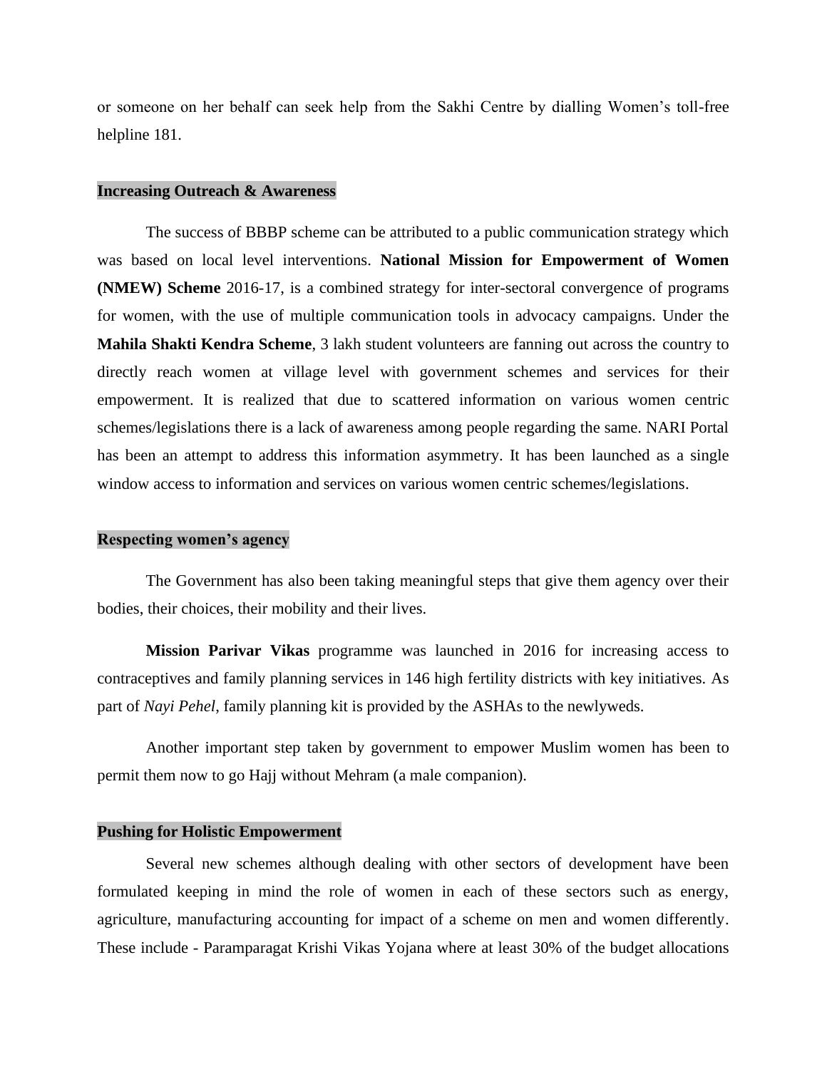or someone on her behalf can seek help from the Sakhi Centre by dialling Women's toll-free helpline 181.

## Increasing Outreach & Awareness

The success of BBBP scheme can be attributed to a public communication strategy which was based on local level interventions. **National Mission for Empowerment of Women (NMEW) Scheme** 2016-17, is a combined strategy for inter-sectoral convergence of programs for women, with the use of multiple communication tools in advocacy campaigns. Under the **Mahila Shakti Kendra Scheme**, 3 lakh student volunteers are fanning out across the country to directly reach women at village level with government schemes and services for their empowerment. It is realized that due to scattered information on various women centric schemes/legislations there is a lack of awareness among people regarding the same. NARI Portal has been an attempt to address this information asymmetry. It has been launched as a single window access to information and services on various women centric schemes/legislations.

## Respecting women's agency

The Government has also been taking meaningful steps that give them agency over their bodies, their choices, their mobility and their lives.

**Mission Parivar Vikas** programme was launched in 2016 for increasing access to contraceptives and family planning services in 146 high fertility districts with key initiatives. As part of *Nayi Pehel*, family planning kit is provided by the ASHAs to the newlyweds.

Another important step taken by government to empower Muslim women has been to permit them now to go Hajj without Mehram (a male companion).

## Pushing for Holistic Empowerment

Several new schemes although dealing with other sectors of development have been formulated keeping in mind the role of women in each of these sectors such as energy, agriculture, manufacturing accounting for impact of a scheme on men and women differently. These include - Paramparagat Krishi Vikas Yojana where at least 30% of the budget allocations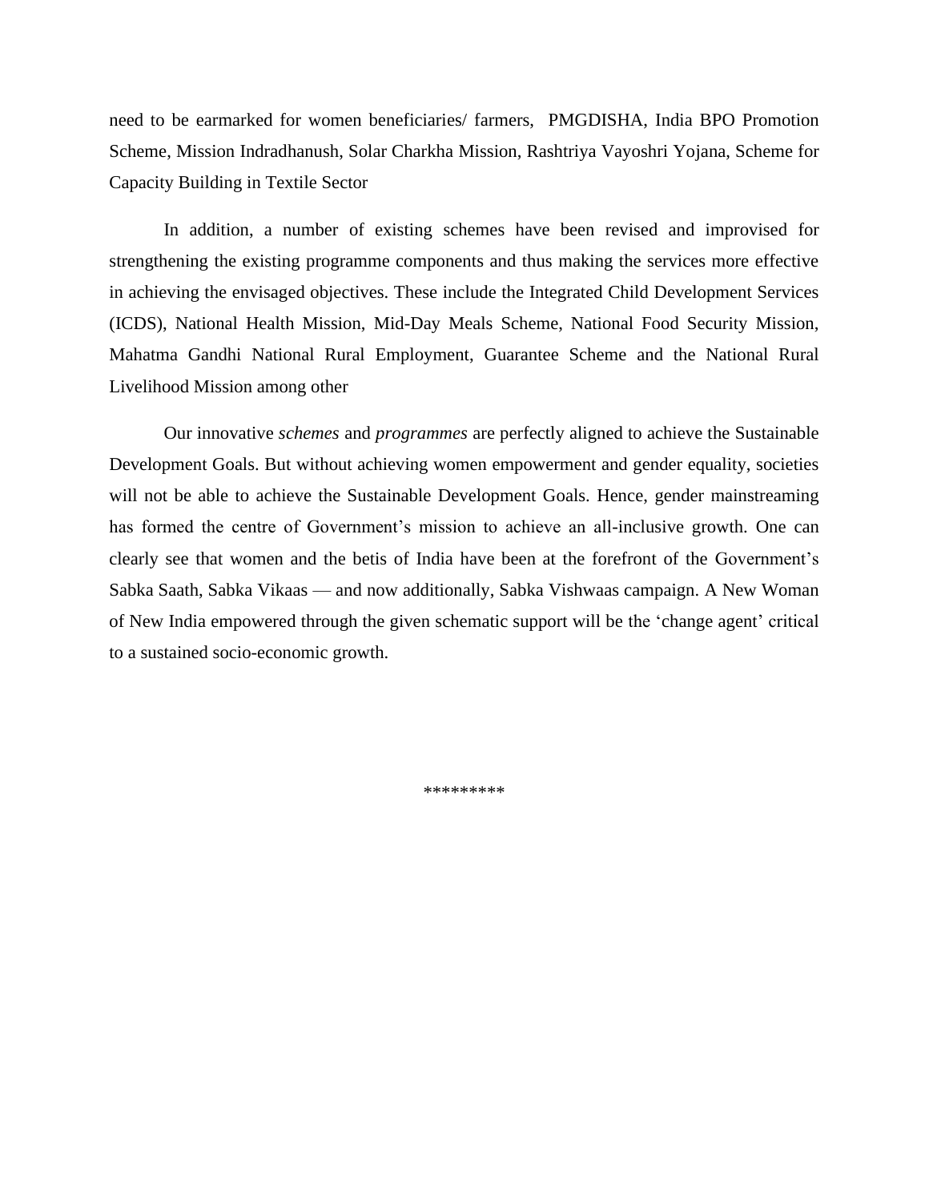need to be earmarked for women beneficiaries/ farmers, PMGDISHA, India BPO Promotion Scheme, Mission Indradhanush, Solar Charkha Mission, Rashtriya Vayoshri Yojana, Scheme for Capacity Building in Textile Sector

In addition, a number of existing schemes have been revised and improvised for strengthening the existing programme components and thus making the services more effective in achieving the envisaged objectives. These include the Integrated Child Development Services (ICDS), National Health Mission, Mid-Day Meals Scheme, National Food Security Mission, Mahatma Gandhi National Rural Employment, Guarantee Scheme and the National Rural Livelihood Mission among other

Our innovative *schemes* and *programmes* are perfectly aligned to achieve the Sustainable Development Goals. But without achieving women empowerment and gender equality, societies will not be able to achieve the Sustainable Development Goals. Hence, gender mainstreaming has formed the centre of Government's mission to achieve an all-inclusive growth. One can clearly see that women and the betis of India have been at the forefront of the Government's Sabka Saath, Sabka Vikaas — and now additionally, Sabka Vishwaas campaign. A New Woman of New India empowered through the given schematic support will be the 'change agent' critical to a sustained socio-economic growth.

*********